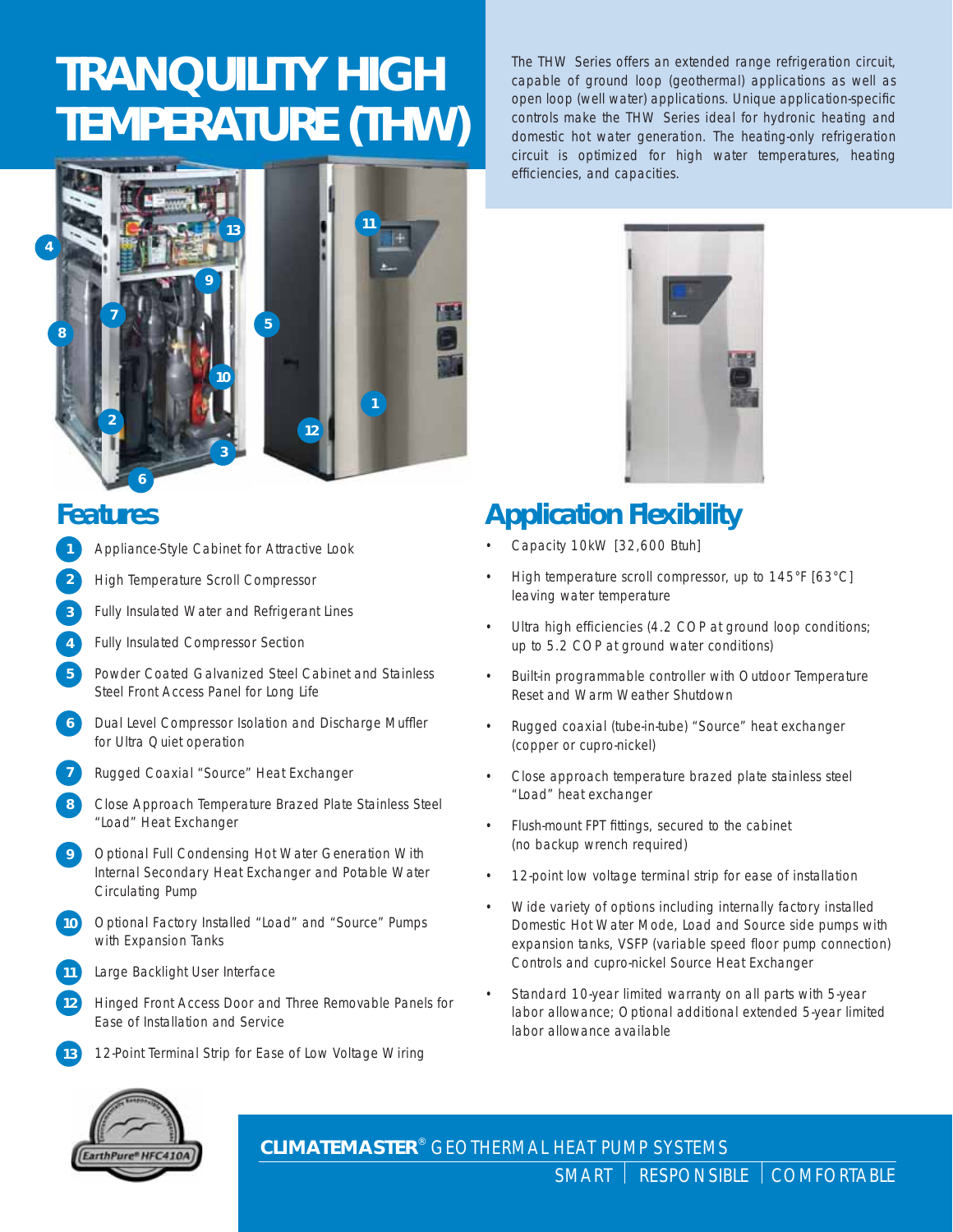# TRANQUILITY HIGH TEMPERATURE (THW)

The THW Series offers an extended range refrigeration circuit, capable of ground loop (geothermal) applications as well as open loop (well water) applications. Unique application-specific controls make the THW Series ideal for hydronic heating and domestic hot water generation. The heating-only refrigeration circuit is optimized for high water temperatures, heating efficiencies, and capacities.

## Features

1. Appliance-Style Cabinet for Attractive Look
2. High Temperature Scroll Compressor
3. Fully Insulated Water and Refrigerant Lines
4. Fully Insulated Compressor Section
5. Powder Coated Galvanized Steel Cabinet and Stainless Steel Front Access Panel for Long Life
6. Dual Level Compressor Isolation and Discharge Muffler for Ultra Quiet operation
7. Rugged Coaxial "Source" Heat Exchanger
8. Close Approach Temperature Brazed Plate Stainless Steel "Load" Heat Exchanger
9. Optional Full Condensing Hot Water Generation With Internal Secondary Heat Exchanger and Potable Water Circulating Pump
10. Optional Factory Installed "Load" and "Source" Pumps with Expansion Tanks
11. Large Backlight User Interface
12. Hinged Front Access Door and Three Removable Panels for Ease of Installation and Service
13. 12-Point Terminal Strip for Ease of Low Voltage Wiring

## Application Flexibility

- Capacity 10kW [32,600 Btuh]
- High temperature scroll compressor, up to 145°F [63°C] leaving water temperature
- Ultra high efficiencies (4.2 COP at ground loop conditions; up to 5.2 COP at ground water conditions)
- Built-in programmable controller with Outdoor Temperature Reset and Warm Weather Shutdown
- Rugged coaxial (tube-in-tube) "Source" heat exchanger (copper or cupro-nickel)
- Close approach temperature brazed plate stainless steel "Load" heat exchanger
- Flush-mount FPT fittings, secured to the cabinet (no backup wrench required)
- 12-point low voltage terminal strip for ease of installation
- Wide variety of options including internally factory installed Domestic Hot Water Mode, Load and Source side pumps with expansion tanks, VSFP (variable speed floor pump connection) Controls and cupro-nickel Source Heat Exchanger
- Standard 10-year limited warranty on all parts with 5-year labor allowance; Optional additional extended 5-year limited labor allowance available

EarthPure® HFC410A

**CLIMATEMASTER®** GEOTHERMAL HEAT PUMP SYSTEMS

SMART | RESPONSIBLE | COMFORTABLE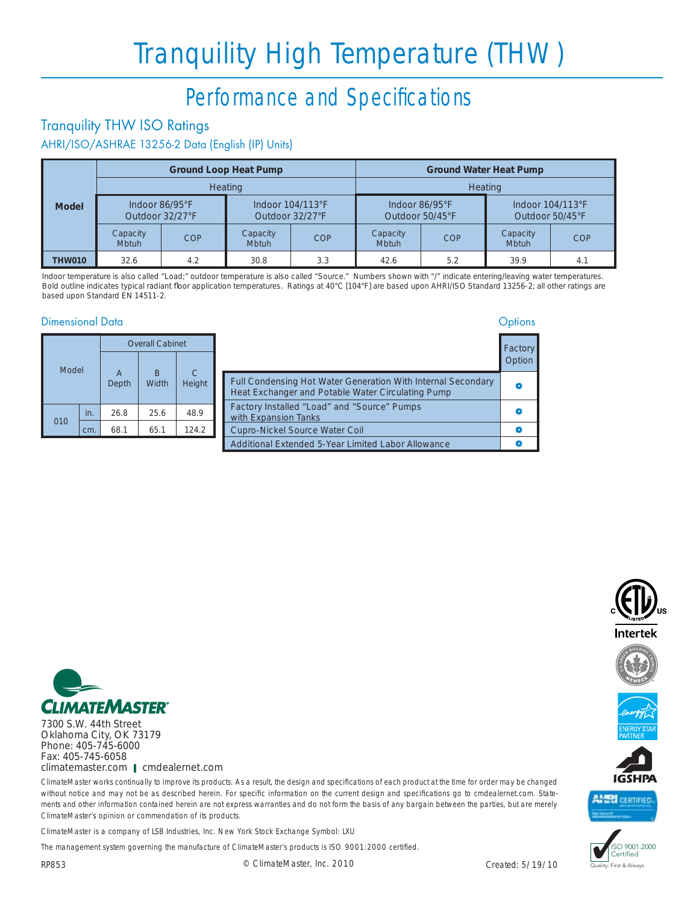# Tranquility High Temperature (THW)

## Performance and Specifications

### Tranquility THW ISO Ratings

AHRI/ISO/ASHRAE 13256-2 Data (English (IP) Units)

| Model | Ground Loop Heat Pump | | | | Ground Water Heat Pump | | | |
|---|---|---|---|---|---|---|---|---|
| | Heating | | | | Heating | | | |
| | Indoor 86/95°F Outdoor 32/27°F | | Indoor 104/113°F Outdoor 32/27°F | | Indoor 86/95°F Outdoor 50/45°F | | Indoor 104/113°F Outdoor 50/45°F | |
| | Capacity Mbtuh | COP | Capacity Mbtuh | COP | Capacity Mbtuh | COP | Capacity Mbtuh | COP |
| **THW010** | 32.6 | 4.2 | 30.8 | 3.3 | 42.6 | 5.2 | 39.9 | 4.1 |

Indoor temperature is also called "Load;" outdoor temperature is also called "Source." Numbers shown with "/" indicate entering/leaving water temperatures. Bold outline indicates typical radiant floor application temperatures. Ratings at 40°C [104°F] are based upon AHRI/ISO Standard 13256-2; all other ratings are based upon Standard EN 14511-2.

### Dimensional Data

| Model | | Overall Cabinet | | |
|---|---|---|---|---|
| | | A Depth | B Width | C Height |
| 010 | in. | 26.8 | 25.6 | 48.9 |
| | cm. | 68.1 | 65.1 | 124.2 |

### Options

| | Factory Option |
|---|---|
| Full Condensing Hot Water Generation With Internal Secondary Heat Exchanger and Potable Water Circulating Pump | ● |
| Factory Installed "Load" and "Source" Pumps with Expansion Tanks | ● |
| Cupro-Nickel Source Water Coil | ● |
| Additional Extended 5-Year Limited Labor Allowance | ● |

CLIMATEMASTER®

7300 S.W. 44th Street
Oklahoma City, OK 73179
Phone: 405-745-6000
Fax: 405-745-6058
climatemaster.com | cmdealernet.com

ClimateMaster works continually to improve its products. As a result, the design and specifications of each product at the time for order may be changed without notice and may not be as described herein. For specific information on the current design and specifications go to cmdealernet.com. Statements and other information contained herein are not express warranties and do not form the basis of any bargain between the parties, but are merely ClimateMaster's opinion or commendation of its products.

ClimateMaster is a company of LSB Industries, Inc. New York Stock Exchange Symbol: LXU

The management system governing the manufacture of ClimateMaster's products is ISO 9001:2000 certified.

RP853 © ClimateMaster, Inc. 2010 Created: 5/19/10

Intertek

ENERGY STAR PARTNER

IGSHPA

AHRI CERTIFIED

ISO 9001:2000 Certified

Quality: First & Always